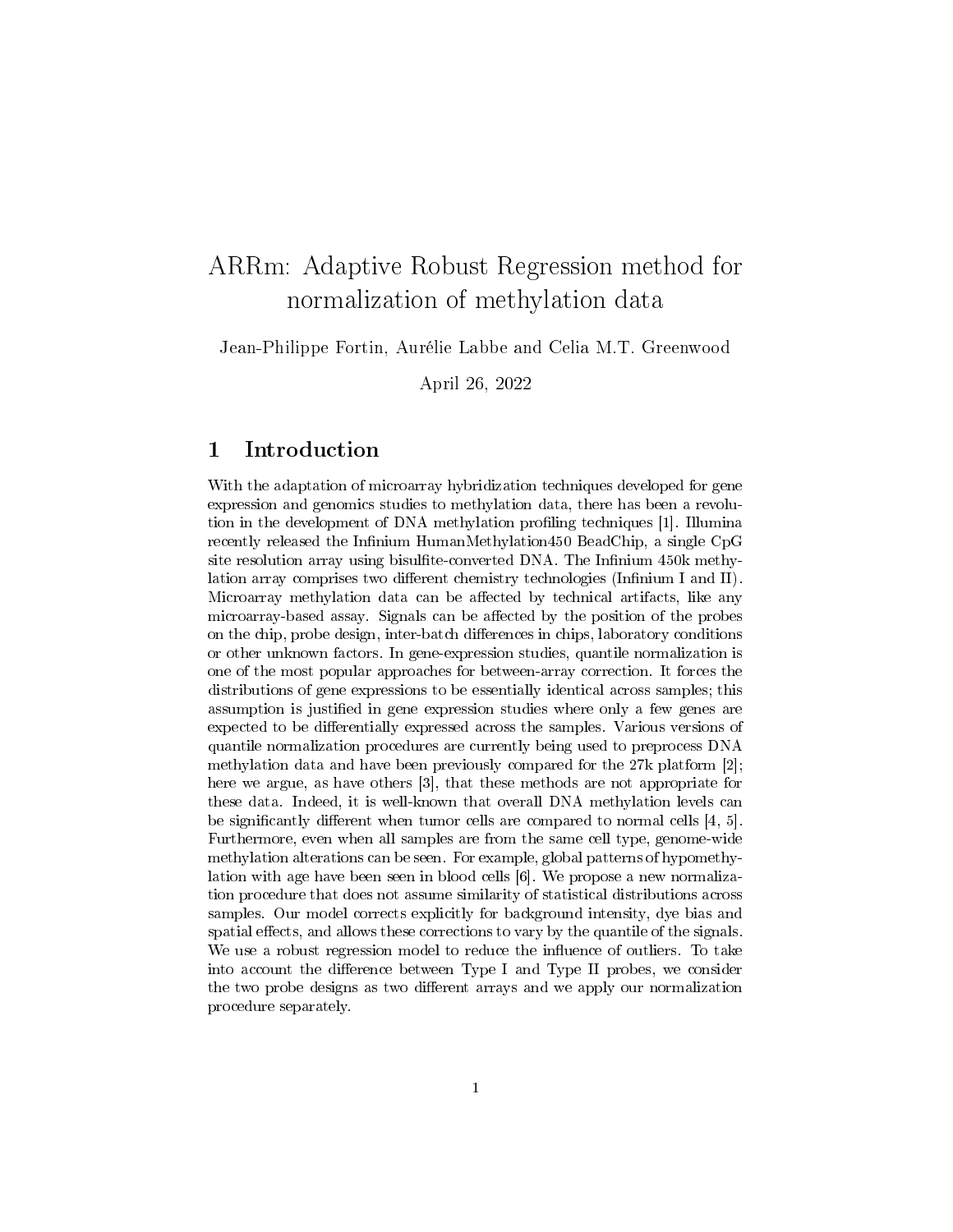# ARRm: Adaptive Robust Regression method for normalization of methylation data

Jean-Philippe Fortin, Aurélie Labbe and Celia M.T. Greenwood

April 26, 2022

## 1 Introduction

With the adaptation of microarray hybridization techniques developed for gene expression and genomics studies to methylation data, there has been a revolution in the development of DNA methylation profiling techniques [1]. Illumina recently released the Infinium HumanMethylation450 BeadChip, a single CpG site resolution array using bisulfite-converted DNA. The Infinium 450k methylation array comprises two different chemistry technologies (Infinium I and II). Microarray methylation data can be affected by technical artifacts, like any microarray-based assay. Signals can be affected by the position of the probes on the chip, probe design, inter-batch differences in chips, laboratory conditions or other unknown factors. In gene-expression studies, quantile normalization is one of the most popular approaches for between-array correction. It forces the distributions of gene expressions to be essentially identical across samples; this assumption is justified in gene expression studies where only a few genes are expected to be differentially expressed across the samples. Various versions of quantile normalization procedures are currently being used to preprocess DNA methylation data and have been previously compared for the 27k platform [2]; here we argue, as have others [3], that these methods are not appropriate for these data. Indeed, it is well-known that overall DNA methylation levels can be significantly different when tumor cells are compared to normal cells [4, 5]. Furthermore, even when all samples are from the same cell type, genome-wide methylation alterations can be seen. For example, global patterns of hypomethylation with age have been seen in blood cells [6]. We propose a new normalization procedure that does not assume similarity of statistical distributions across samples. Our model corrects explicitly for background intensity, dye bias and spatial effects, and allows these corrections to vary by the quantile of the signals. We use a robust regression model to reduce the influence of outliers. To take into account the difference between Type I and Type II probes, we consider the two probe designs as two different arrays and we apply our normalization procedure separately.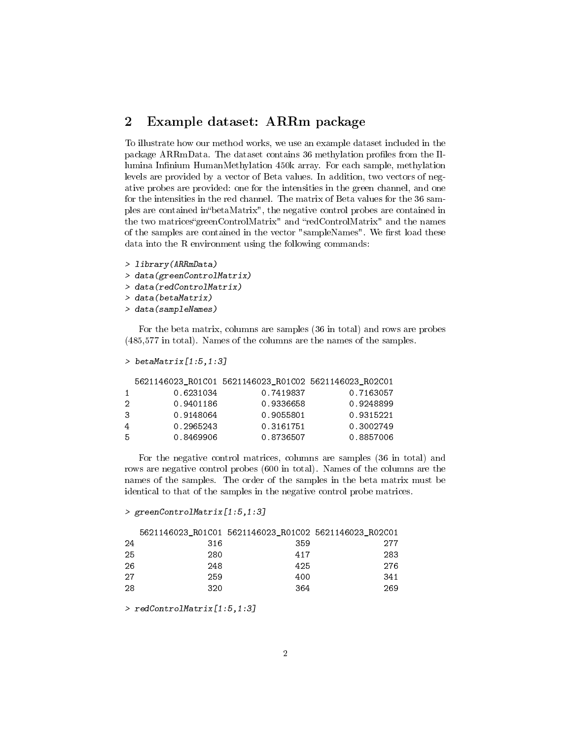## 2 Example dataset: ARRm package

To illustrate how our method works, we use an example dataset included in the package ARRmData. The dataset contains 36 methylation profiles from the Illumina Infinium HumanMethylation 450k array. For each sample, methylation levels are provided by a vector of Beta values. In addition, two vectors of negative probes are provided: one for the intensities in the green channel, and one for the intensities in the red channel. The matrix of Beta values for the 36 samples are contained in"betaMatrix", the negative control probes are contained in the two matrices"greenControlMatrix" and "redControlMatrix" and the names of the samples are contained in the vector "sampleNames". We first load these data into the R environment using the following commands:

```
> library(ARRmData)
> data(greenControlMatrix)
> data(redControlMatrix)
> data(betaMatrix)
> data(sampleNames)
```

For the beta matrix, columns are samples (36 in total) and rows are probes (485,577 in total). Names of the columns are the names of the samples.

```
> betaMatrix[1:5,1:3]

  5621146023_R01C01 5621146023_R01C02 5621146023_R02C01
1         0.6231034         0.7419837         0.7163057
2         0.9401186         0.9336658         0.9248899
3         0.9148064         0.9055801         0.9315221
4         0.2965243         0.3161751         0.3002749
5         0.8469906         0.8736507         0.8857006
```

For the negative control matrices, columns are samples (36 in total) and rows are negative control probes (600 in total). Names of the columns are the names of the samples. The order of the samples in the beta matrix must be identical to that of the samples in the negative control probe matrices.

```
> greenControlMatrix[1:5,1:3]

   5621146023_R01C01 5621146023_R01C02 5621146023_R02C01
24               316               359               277
25               280               417               283
26               248               425               276
27               259               400               341
28               320               364               269
```

```
> redControlMatrix[1:5,1:3]
```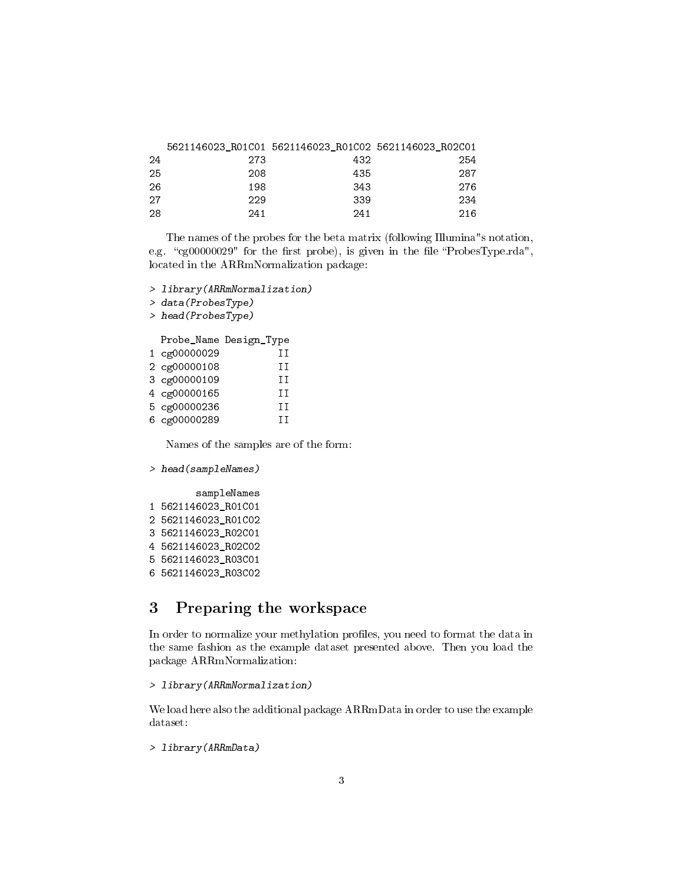```
   5621146023_R01C01 5621146023_R01C02 5621146023_R02C01
24               273               432               254
25               208               435               287
26               198               343               276
27               229               339               234
28               241               241               216
```

The names of the probes for the beta matrix (following Illumina"s notation, e.g. "cg00000029" for the first probe), is given in the file "ProbesType.rda", located in the ARRmNormalization package:

```
> library(ARRmNormalization)
> data(ProbesType)
> head(ProbesType)

  Probe_Name Design_Type
1 cg00000029          II
2 cg00000108          II
3 cg00000109          II
4 cg00000165          II
5 cg00000236          II
6 cg00000289          II
```

Names of the samples are of the form:

```
> head(sampleNames)

        sampleNames
1 5621146023_R01C01
2 5621146023_R01C02
3 5621146023_R02C01
4 5621146023_R02C02
5 5621146023_R03C01
6 5621146023_R03C02
```

## 3 Preparing the workspace

In order to normalize your methylation profiles, you need to format the data in the same fashion as the example dataset presented above. Then you load the package ARRmNormalization:

```
> library(ARRmNormalization)
```

We load here also the additional package ARRmData in order to use the example dataset:

```
> library(ARRmData)
```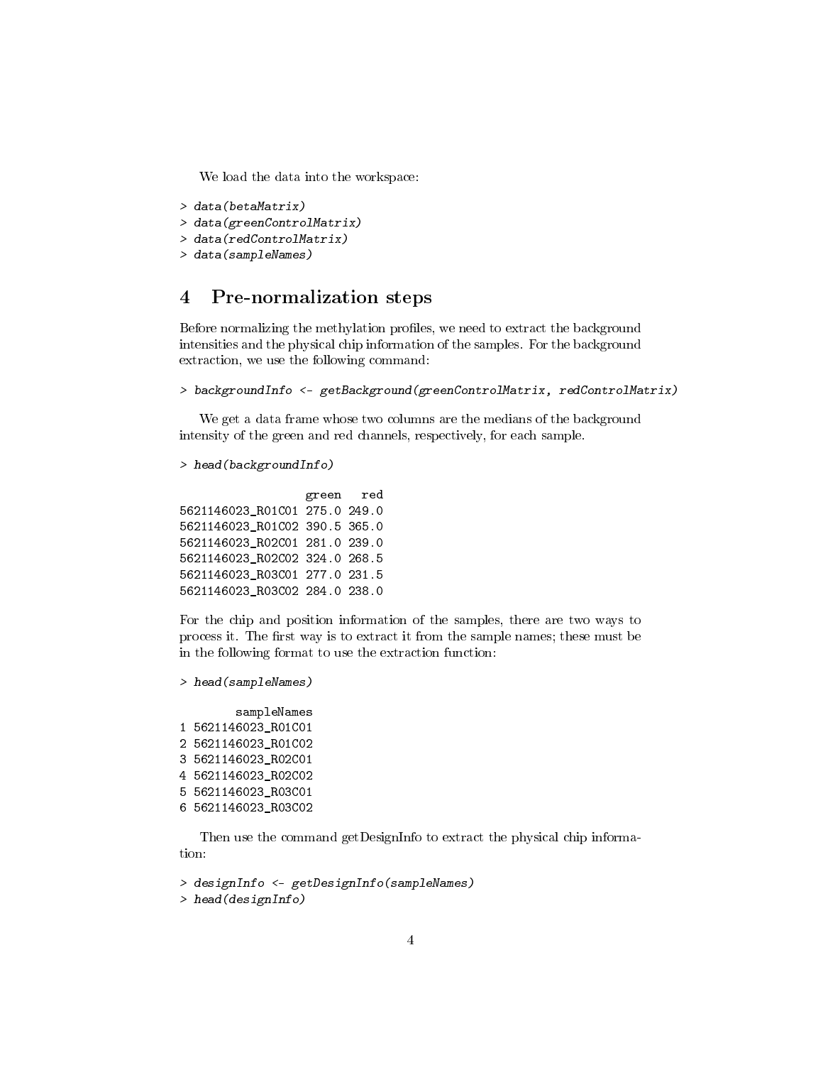We load the data into the workspace:

```
> data(betaMatrix)
> data(greenControlMatrix)
> data(redControlMatrix)
> data(sampleNames)
```

# 4 Pre-normalization steps

Before normalizing the methylation profiles, we need to extract the background intensities and the physical chip information of the samples. For the background extraction, we use the following command:

```
> backgroundInfo <- getBackground(greenControlMatrix, redControlMatrix)
```

We get a data frame whose two columns are the medians of the background intensity of the green and red channels, respectively, for each sample.

```
> head(backgroundInfo)

                  green   red
5621146023_R01C01 275.0 249.0
5621146023_R01C02 390.5 365.0
5621146023_R02C01 281.0 239.0
5621146023_R02C02 324.0 268.5
5621146023_R03C01 277.0 231.5
5621146023_R03C02 284.0 238.0
```

For the chip and position information of the samples, there are two ways to process it. The first way is to extract it from the sample names; these must be in the following format to use the extraction function:

```
> head(sampleNames)

        sampleNames
1 5621146023_R01C01
2 5621146023_R01C02
3 5621146023_R02C01
4 5621146023_R02C02
5 5621146023_R03C01
6 5621146023_R03C02
```

Then use the command getDesignInfo to extract the physical chip information:

```
> designInfo <- getDesignInfo(sampleNames)
> head(designInfo)
```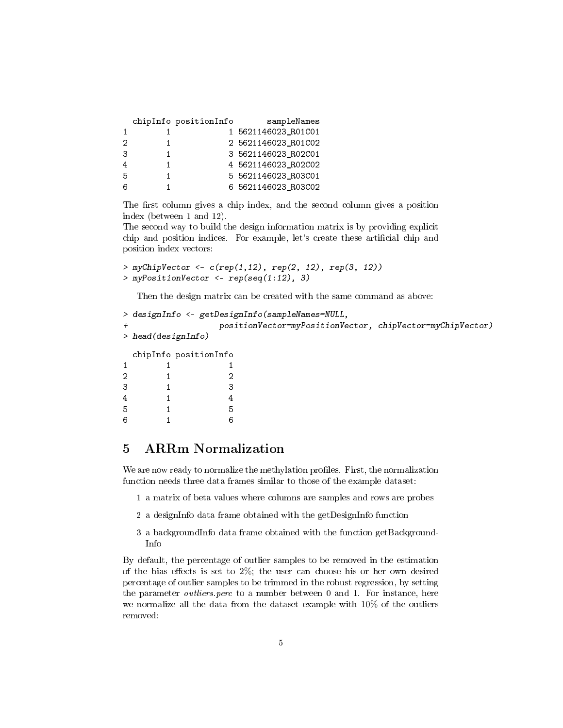```
  chipInfo positionInfo       sampleNames
1        1            1 5621146023_R01C01
2        1            2 5621146023_R01C02
3        1            3 5621146023_R02C01
4        1            4 5621146023_R02C02
5        1            5 5621146023_R03C01
6        1            6 5621146023_R03C02
```

The first column gives a chip index, and the second column gives a position index (between 1 and 12).
The second way to build the design information matrix is by providing explicit chip and position indices. For example, let's create these artificial chip and position index vectors:

```
> myChipVector <- c(rep(1,12), rep(2, 12), rep(3, 12))
> myPositionVector <- rep(seq(1:12), 3)
```

Then the design matrix can be created with the same command as above:

```
> designInfo <- getDesignInfo(sampleNames=NULL,
+                  positionVector=myPositionVector, chipVector=myChipVector)
> head(designInfo)
```

```
  chipInfo positionInfo
1        1            1
2        1            2
3        1            3
4        1            4
5        1            5
6        1            6
```

## 5 ARRm Normalization

We are now ready to normalize the methylation profiles. First, the normalization function needs three data frames similar to those of the example dataset:

1. a matrix of beta values where columns are samples and rows are probes
2. a designInfo data frame obtained with the getDesignInfo function
3. a backgroundInfo data frame obtained with the function getBackgroundInfo

By default, the percentage of outlier samples to be removed in the estimation of the bias effects is set to 2%; the user can choose his or her own desired percentage of outlier samples to be trimmed in the robust regression, by setting the parameter *outliers.perc* to a number between 0 and 1. For instance, here we normalize all the data from the dataset example with 10% of the outliers removed: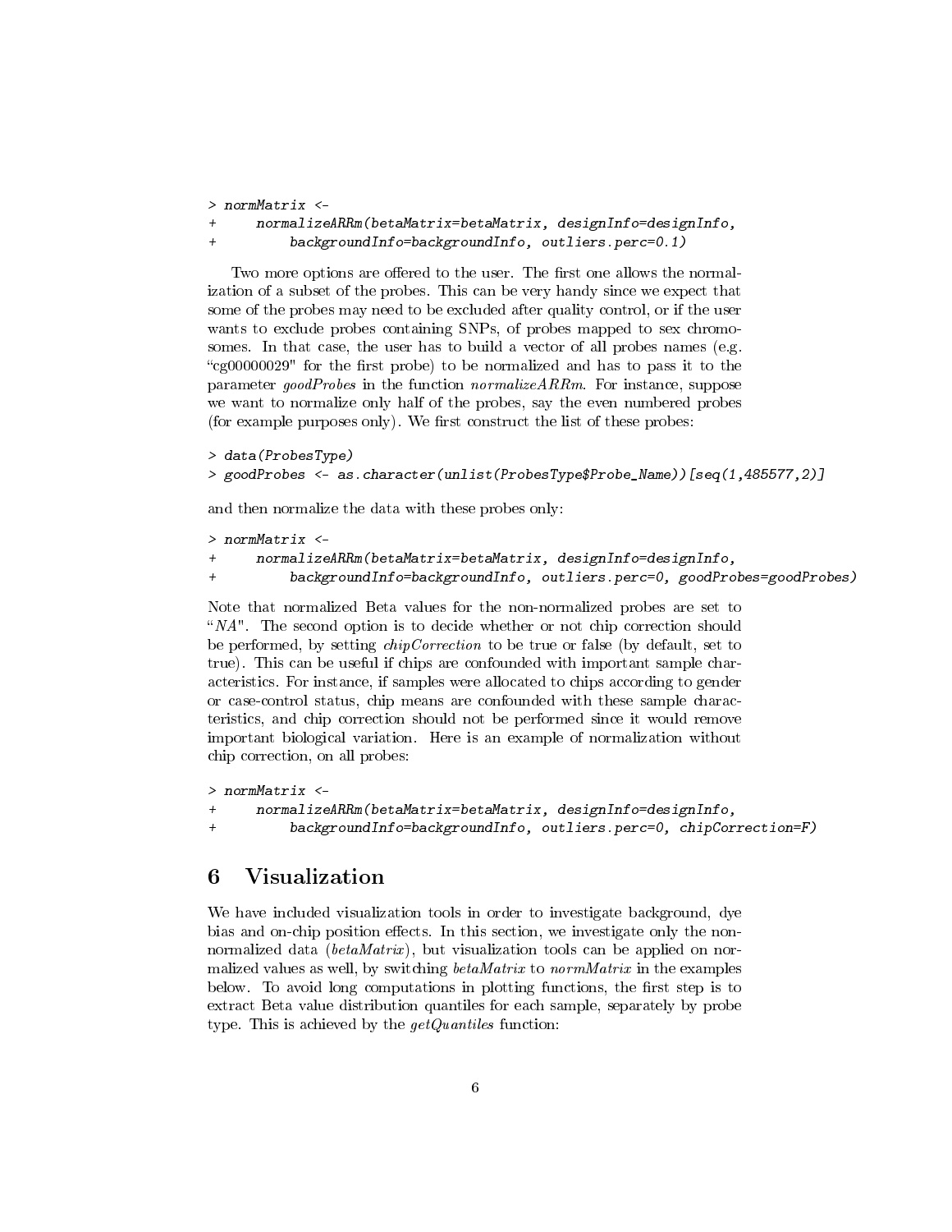```
> normMatrix <-
+     normalizeARRm(betaMatrix=betaMatrix, designInfo=designInfo,
+         backgroundInfo=backgroundInfo, outliers.perc=0.1)
```

Two more options are offered to the user. The first one allows the normalization of a subset of the probes. This can be very handy since we expect that some of the probes may need to be excluded after quality control, or if the user wants to exclude probes containing SNPs, of probes mapped to sex chromosomes. In that case, the user has to build a vector of all probes names (e.g. "cg00000029" for the first probe) to be normalized and has to pass it to the parameter *goodProbes* in the function *normalizeARRm*. For instance, suppose we want to normalize only half of the probes, say the even numbered probes (for example purposes only). We first construct the list of these probes:

```
> data(ProbesType)
> goodProbes <- as.character(unlist(ProbesType$Probe_Name))[seq(1,485577,2)]
```

and then normalize the data with these probes only:

```
> normMatrix <-
+     normalizeARRm(betaMatrix=betaMatrix, designInfo=designInfo,
+         backgroundInfo=backgroundInfo, outliers.perc=0, goodProbes=goodProbes)
```

Note that normalized Beta values for the non-normalized probes are set to "*NA*". The second option is to decide whether or not chip correction should be performed, by setting *chipCorrection* to be true or false (by default, set to true). This can be useful if chips are confounded with important sample characteristics. For instance, if samples were allocated to chips according to gender or case-control status, chip means are confounded with these sample characteristics, and chip correction should not be performed since it would remove important biological variation. Here is an example of normalization without chip correction, on all probes:

```
> normMatrix <-
+     normalizeARRm(betaMatrix=betaMatrix, designInfo=designInfo,
+         backgroundInfo=backgroundInfo, outliers.perc=0, chipCorrection=F)
```

# 6 Visualization

We have included visualization tools in order to investigate background, dye bias and on-chip position effects. In this section, we investigate only the non-normalized data (*betaMatrix*), but visualization tools can be applied on normalized values as well, by switching *betaMatrix* to *normMatrix* in the examples below. To avoid long computations in plotting functions, the first step is to extract Beta value distribution quantiles for each sample, separately by probe type. This is achieved by the *getQuantiles* function: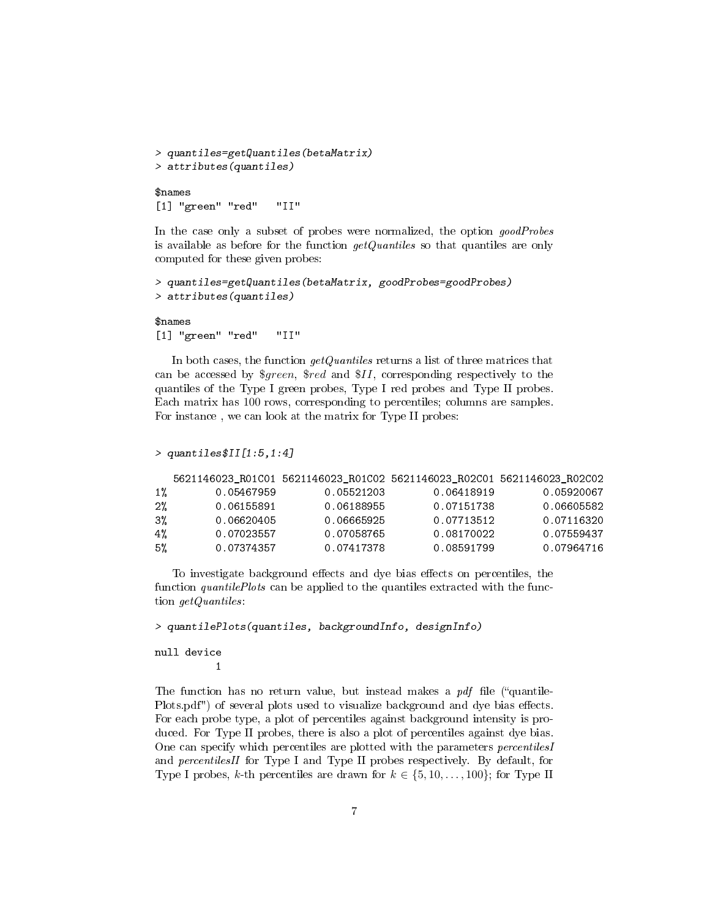```
> quantiles=getQuantiles(betaMatrix)
> attributes(quantiles)

$names
[1] "green" "red"   "II"
```

In the case only a subset of probes were normalized, the option *goodProbes* is available as before for the function *getQuantiles* so that quantiles are only computed for these given probes:

```
> quantiles=getQuantiles(betaMatrix, goodProbes=goodProbes)
> attributes(quantiles)

$names
[1] "green" "red"   "II"
```

In both cases, the function *getQuantiles* returns a list of three matrices that can be accessed by *$green*, *$red* and *$II*, corresponding respectively to the quantiles of the Type I green probes, Type I red probes and Type II probes. Each matrix has 100 rows, corresponding to percentiles; columns are samples. For instance , we can look at the matrix for Type II probes:

```
> quantiles$II[1:5,1:4]

   5621146023_R01C01 5621146023_R01C02 5621146023_R02C01 5621146023_R02C02
1%        0.05467959        0.05521203        0.06418919        0.05920067
2%        0.06155891        0.06188955        0.07151738        0.06605582
3%        0.06620405        0.06665925        0.07713512        0.07116320
4%        0.07023557        0.07058765        0.08170022        0.07559437
5%        0.07374357        0.07417378        0.08591799        0.07964716
```

To investigate background effects and dye bias effects on percentiles, the function *quantilePlots* can be applied to the quantiles extracted with the function *getQuantiles*:

```
> quantilePlots(quantiles, backgroundInfo, designInfo)

null device
          1
```

The function has no return value, but instead makes a *pdf* file ("quantilePlots.pdf") of several plots used to visualize background and dye bias effects. For each probe type, a plot of percentiles against background intensity is produced. For Type II probes, there is also a plot of percentiles against dye bias. One can specify which percentiles are plotted with the parameters *percentilesI* and *percentilesII* for Type I and Type II probes respectively. By default, for Type I probes, $k$-th percentiles are drawn for $k \in \{5, 10, \ldots, 100\}$; for Type II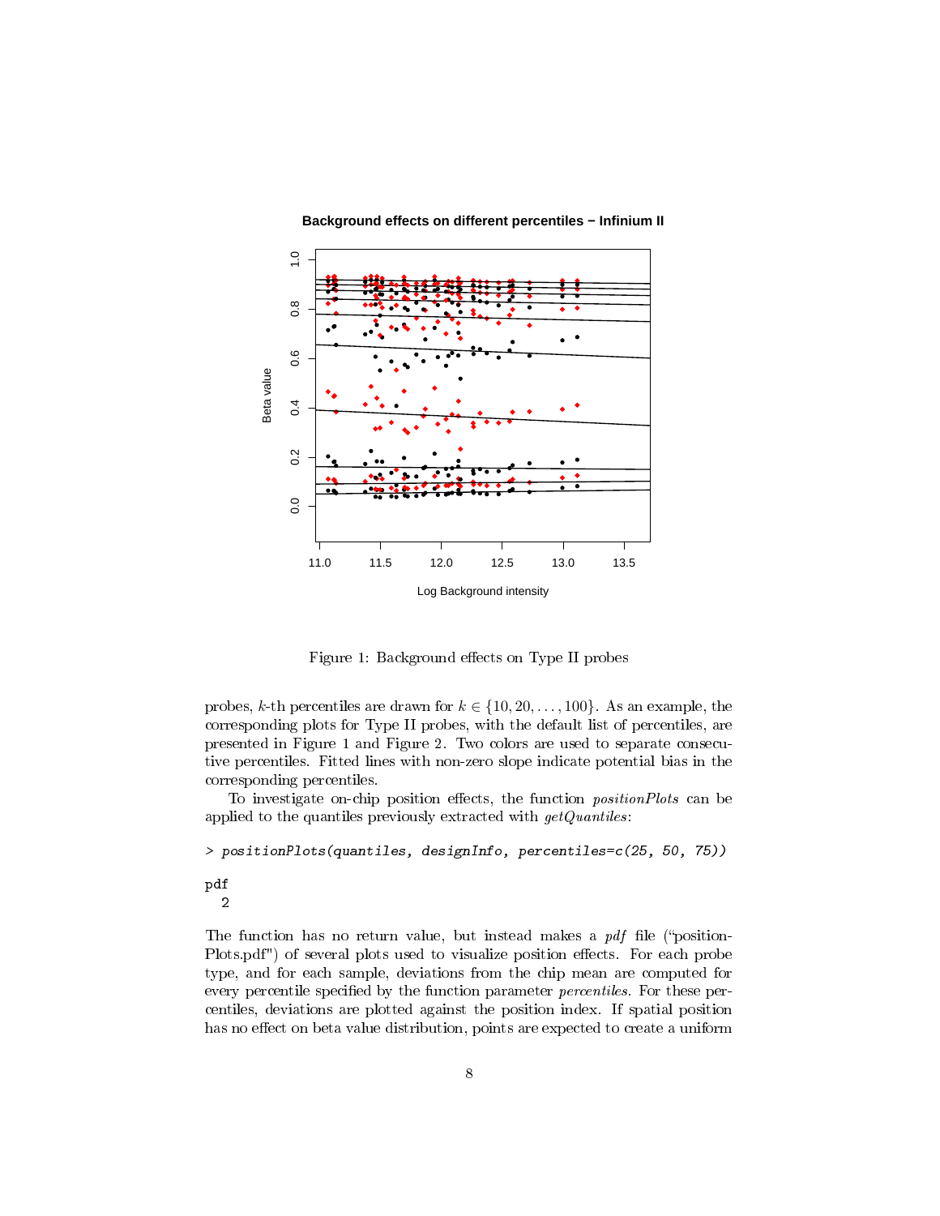Figure 1: Background effects on Type II probes

probes, $k$-th percentiles are drawn for $k \in \{10, 20, \ldots, 100\}$. As an example, the corresponding plots for Type II probes, with the default list of percentiles, are presented in Figure 1 and Figure 2. Two colors are used to separate consecutive percentiles. Fitted lines with non-zero slope indicate potential bias in the corresponding percentiles.

To investigate on-chip position effects, the function *positionPlots* can be applied to the quantiles previously extracted with *getQuantiles*:

```
> positionPlots(quantiles, designInfo, percentiles=c(25, 50, 75))
```

```
pdf
  2
```

The function has no return value, but instead makes a *pdf* file ("positionPlots.pdf") of several plots used to visualize position effects. For each probe type, and for each sample, deviations from the chip mean are computed for every percentile specified by the function parameter *percentiles*. For these percentiles, deviations are plotted against the position index. If spatial position has no effect on beta value distribution, points are expected to create a uniform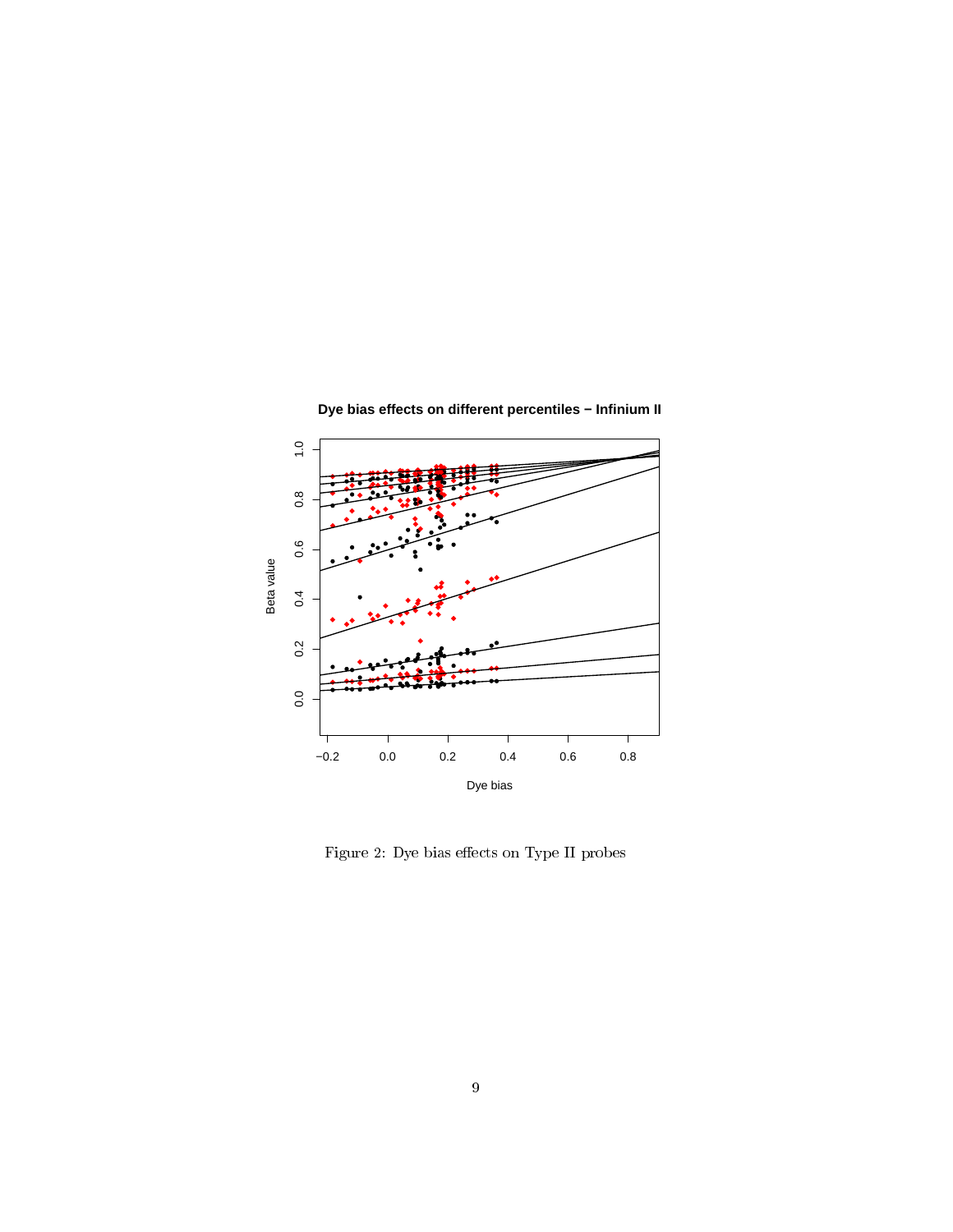Figure 2: Dye bias effects on Type II probes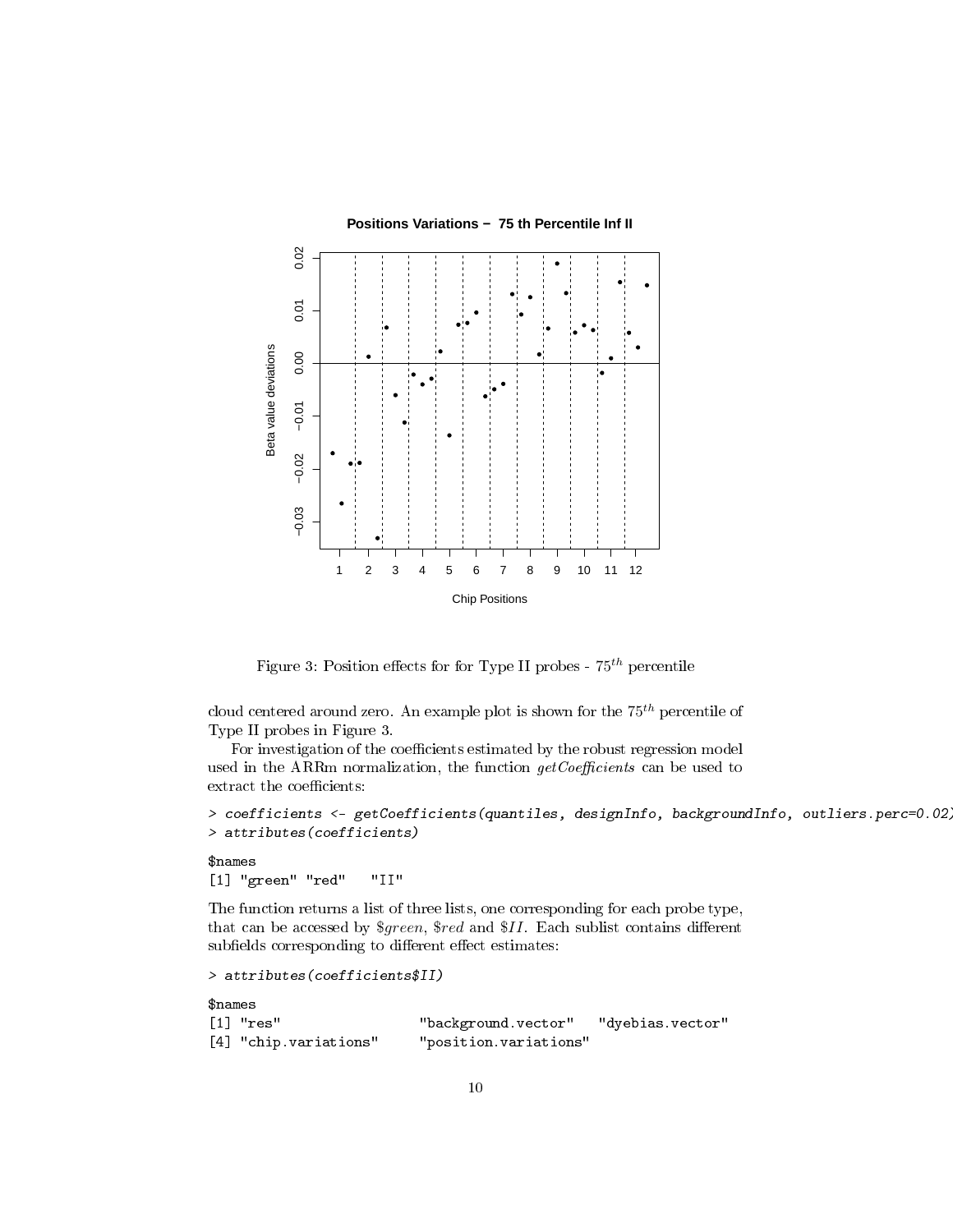Figure 3: Position effects for for Type II probes - $75^{th}$ percentile

cloud centered around zero. An example plot is shown for the $75^{th}$ percentile of Type II probes in Figure 3.

For investigation of the coefficients estimated by the robust regression model used in the ARRm normalization, the function *getCoefficients* can be used to extract the coefficients:

```
> coefficients <- getCoefficients(quantiles, designInfo, backgroundInfo, outliers.perc=0.02)
> attributes(coefficients)

$names
[1] "green" "red"   "II"
```

The function returns a list of three lists, one corresponding for each probe type, that can be accessed by *$green*, *$red* and *$II*. Each sublist contains different subfields corresponding to different effect estimates:

```
> attributes(coefficients$II)

$names
[1] "res"                 "background.vector"   "dyebias.vector"
[4] "chip.variations"     "position.variations"
```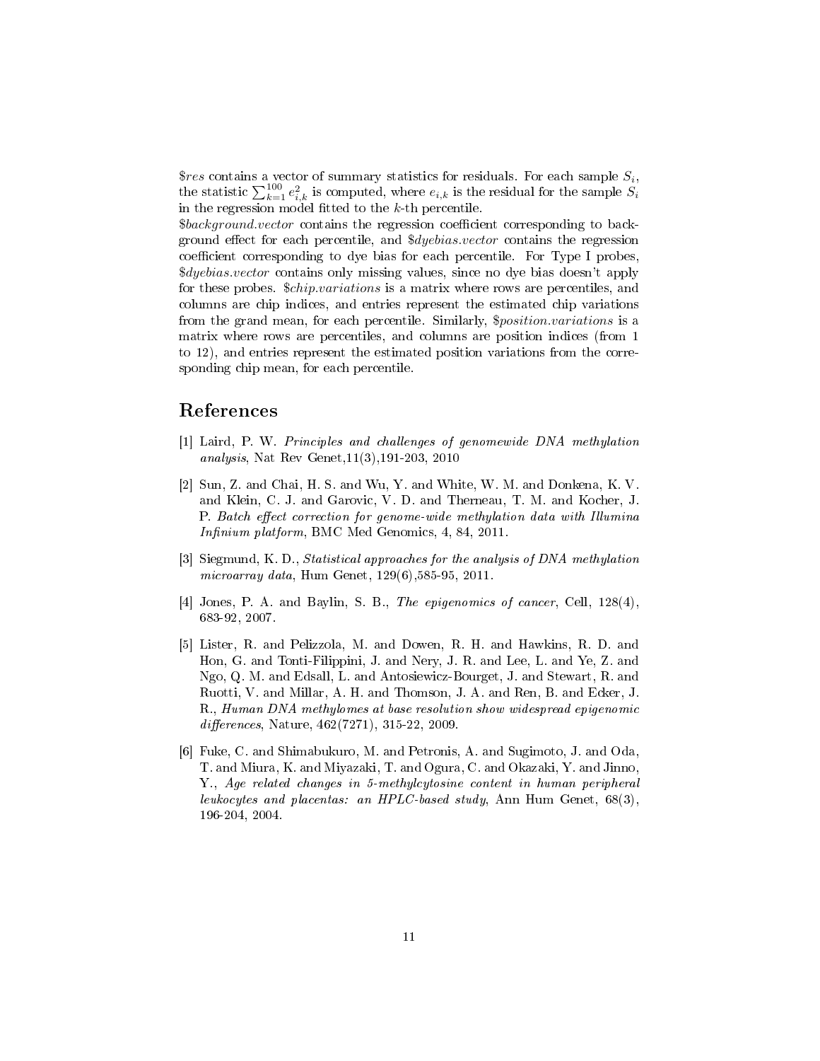*$res* contains a vector of summary statistics for residuals. For each sample $S_i$, the statistic $\sum_{k=1}^{100} e_{i,k}^2$ is computed, where $e_{i,k}$ is the residual for the sample $S_i$ in the regression model fitted to the $k$-th percentile.

*$background.vector* contains the regression coefficient corresponding to background effect for each percentile, and *$dyebias.vector* contains the regression coefficient corresponding to dye bias for each percentile. For Type I probes, *$dyebias.vector* contains only missing values, since no dye bias doesn't apply for these probes. *$chip.variations* is a matrix where rows are percentiles, and columns are chip indices, and entries represent the estimated chip variations from the grand mean, for each percentile. Similarly, *$position.variations* is a matrix where rows are percentiles, and columns are position indices (from 1 to 12), and entries represent the estimated position variations from the corresponding chip mean, for each percentile.

# References

[1] Laird, P. W. *Principles and challenges of genomewide DNA methylation analysis*, Nat Rev Genet,11(3),191-203, 2010

[2] Sun, Z. and Chai, H. S. and Wu, Y. and White, W. M. and Donkena, K. V. and Klein, C. J. and Garovic, V. D. and Therneau, T. M. and Kocher, J. P. *Batch effect correction for genome-wide methylation data with Illumina Infinium platform*, BMC Med Genomics, 4, 84, 2011.

[3] Siegmund, K. D., *Statistical approaches for the analysis of DNA methylation microarray data*, Hum Genet, 129(6),585-95, 2011.

[4] Jones, P. A. and Baylin, S. B., *The epigenomics of cancer*, Cell, 128(4), 683-92, 2007.

[5] Lister, R. and Pelizzola, M. and Dowen, R. H. and Hawkins, R. D. and Hon, G. and Tonti-Filippini, J. and Nery, J. R. and Lee, L. and Ye, Z. and Ngo, Q. M. and Edsall, L. and Antosiewicz-Bourget, J. and Stewart, R. and Ruotti, V. and Millar, A. H. and Thomson, J. A. and Ren, B. and Ecker, J. R., *Human DNA methylomes at base resolution show widespread epigenomic differences*, Nature, 462(7271), 315-22, 2009.

[6] Fuke, C. and Shimabukuro, M. and Petronis, A. and Sugimoto, J. and Oda, T. and Miura, K. and Miyazaki, T. and Ogura, C. and Okazaki, Y. and Jinno, Y., *Age related changes in 5-methylcytosine content in human peripheral leukocytes and placentas: an HPLC-based study*, Ann Hum Genet, 68(3), 196-204, 2004.